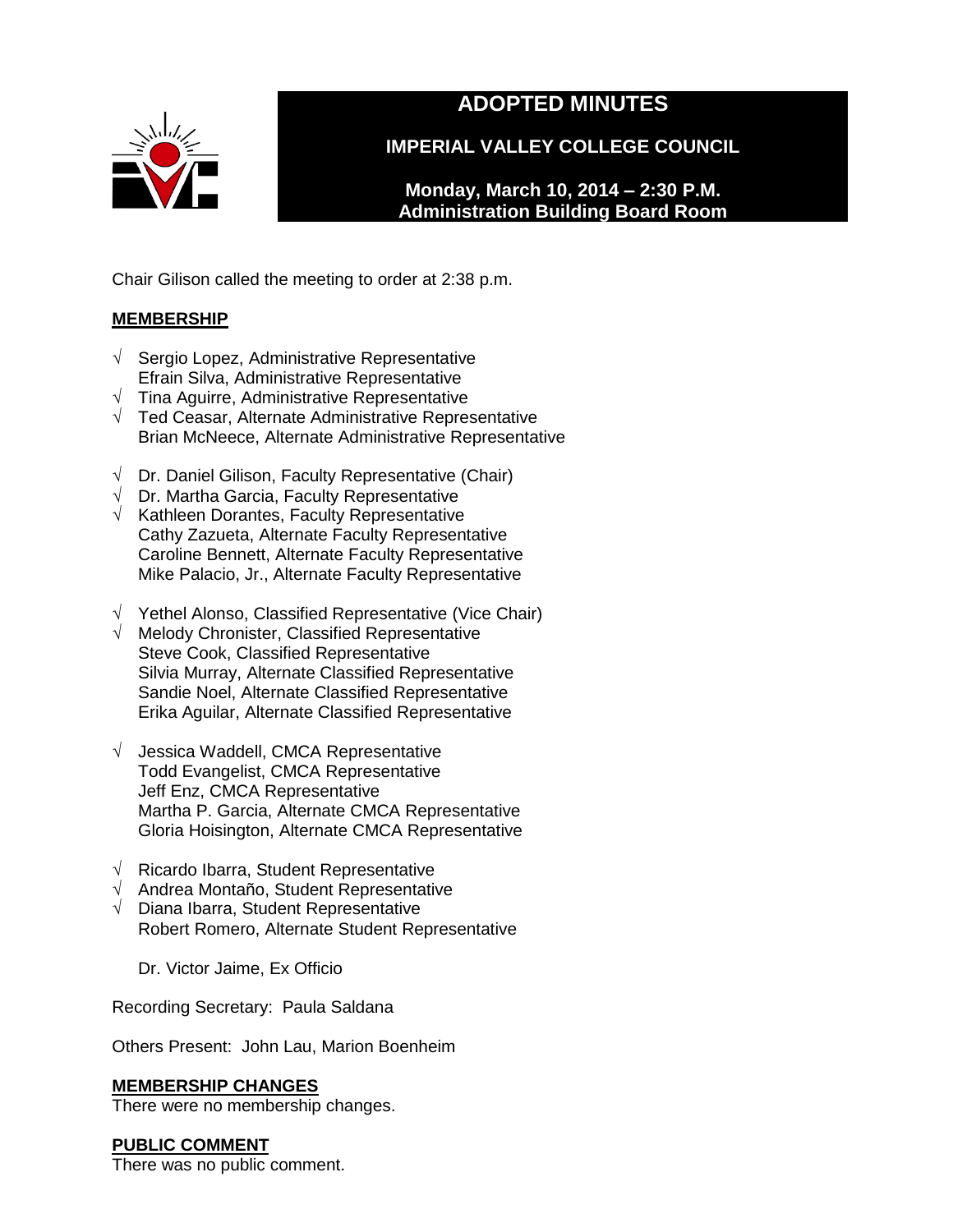# ADOPTED MINUTES

## IMPERIAL VALLEY COLLEGE COUNCIL

**Monday, March 10, 2014 – 2:30 P.M.**
**Administration Building Board Room**

Chair Gilison called the meeting to order at 2:38 p.m.

**MEMBERSHIP**

√ Sergio Lopez, Administrative Representative
Efrain Silva, Administrative Representative
√ Tina Aguirre, Administrative Representative
√ Ted Ceasar, Alternate Administrative Representative
Brian McNeece, Alternate Administrative Representative

√ Dr. Daniel Gilison, Faculty Representative (Chair)
√ Dr. Martha Garcia, Faculty Representative
√ Kathleen Dorantes, Faculty Representative
Cathy Zazueta, Alternate Faculty Representative
Caroline Bennett, Alternate Faculty Representative
Mike Palacio, Jr., Alternate Faculty Representative

√ Yethel Alonso, Classified Representative (Vice Chair)
√ Melody Chronister, Classified Representative
Steve Cook, Classified Representative
Silvia Murray, Alternate Classified Representative
Sandie Noel, Alternate Classified Representative
Erika Aguilar, Alternate Classified Representative

√ Jessica Waddell, CMCA Representative
Todd Evangelist, CMCA Representative
Jeff Enz, CMCA Representative
Martha P. Garcia, Alternate CMCA Representative
Gloria Hoisington, Alternate CMCA Representative

√ Ricardo Ibarra, Student Representative
√ Andrea Montaño, Student Representative
√ Diana Ibarra, Student Representative
Robert Romero, Alternate Student Representative

Dr. Victor Jaime, Ex Officio

Recording Secretary: Paula Saldana

Others Present: John Lau, Marion Boenheim

**MEMBERSHIP CHANGES**

There were no membership changes.

**PUBLIC COMMENT**

There was no public comment.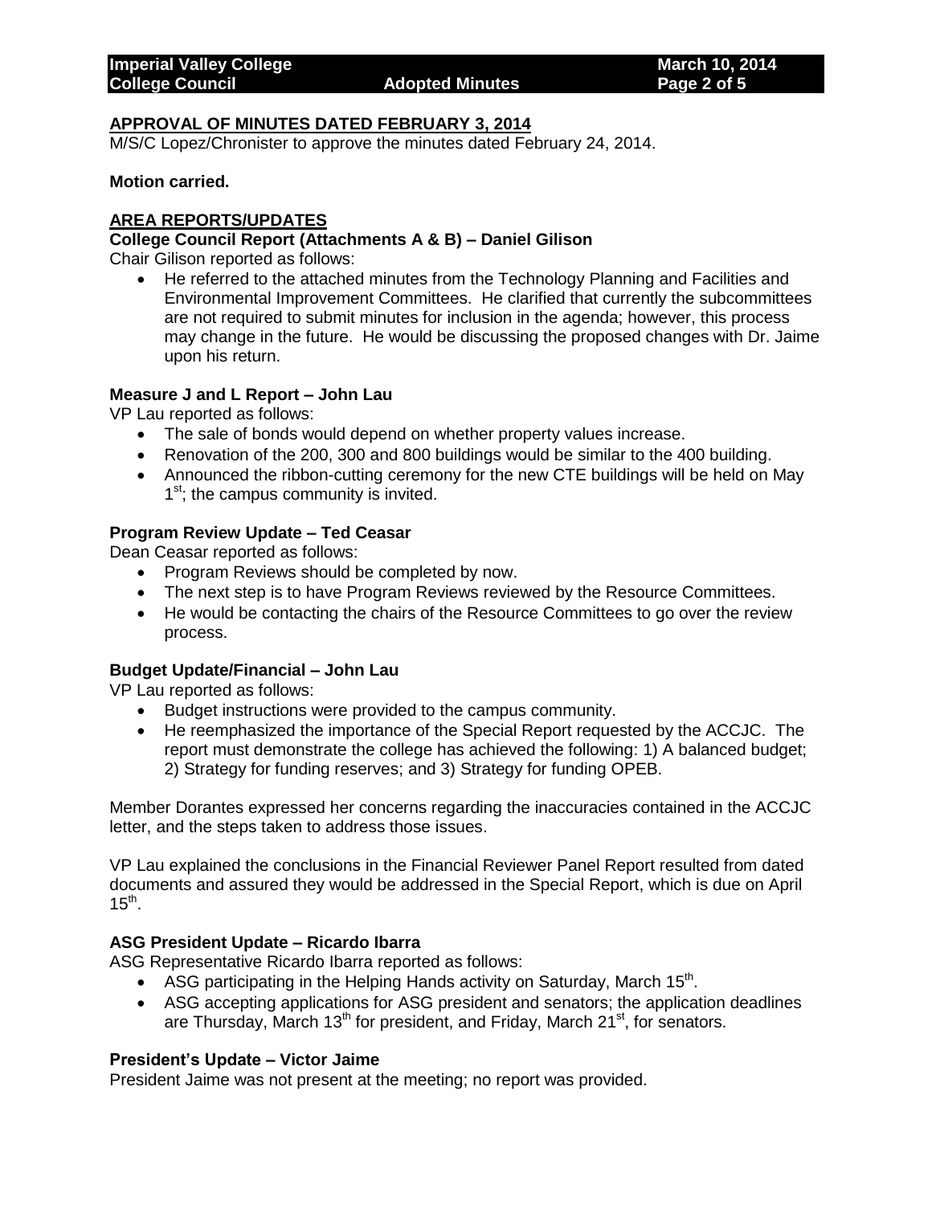## APPROVAL OF MINUTES DATED FEBRUARY 3, 2014

M/S/C Lopez/Chronister to approve the minutes dated February 24, 2014.

**Motion carried.**

## AREA REPORTS/UPDATES

### College Council Report (Attachments A & B) – Daniel Gilison

Chair Gilison reported as follows:

- He referred to the attached minutes from the Technology Planning and Facilities and Environmental Improvement Committees. He clarified that currently the subcommittees are not required to submit minutes for inclusion in the agenda; however, this process may change in the future. He would be discussing the proposed changes with Dr. Jaime upon his return.

### Measure J and L Report – John Lau

VP Lau reported as follows:

- The sale of bonds would depend on whether property values increase.
- Renovation of the 200, 300 and 800 buildings would be similar to the 400 building.
- Announced the ribbon-cutting ceremony for the new CTE buildings will be held on May 1st; the campus community is invited.

### Program Review Update – Ted Ceasar

Dean Ceasar reported as follows:

- Program Reviews should be completed by now.
- The next step is to have Program Reviews reviewed by the Resource Committees.
- He would be contacting the chairs of the Resource Committees to go over the review process.

### Budget Update/Financial – John Lau

VP Lau reported as follows:

- Budget instructions were provided to the campus community.
- He reemphasized the importance of the Special Report requested by the ACCJC. The report must demonstrate the college has achieved the following: 1) A balanced budget; 2) Strategy for funding reserves; and 3) Strategy for funding OPEB.

Member Dorantes expressed her concerns regarding the inaccuracies contained in the ACCJC letter, and the steps taken to address those issues.

VP Lau explained the conclusions in the Financial Reviewer Panel Report resulted from dated documents and assured they would be addressed in the Special Report, which is due on April 15th.

### ASG President Update – Ricardo Ibarra

ASG Representative Ricardo Ibarra reported as follows:

- ASG participating in the Helping Hands activity on Saturday, March 15th.
- ASG accepting applications for ASG president and senators; the application deadlines are Thursday, March 13th for president, and Friday, March 21st, for senators.

### President's Update – Victor Jaime

President Jaime was not present at the meeting; no report was provided.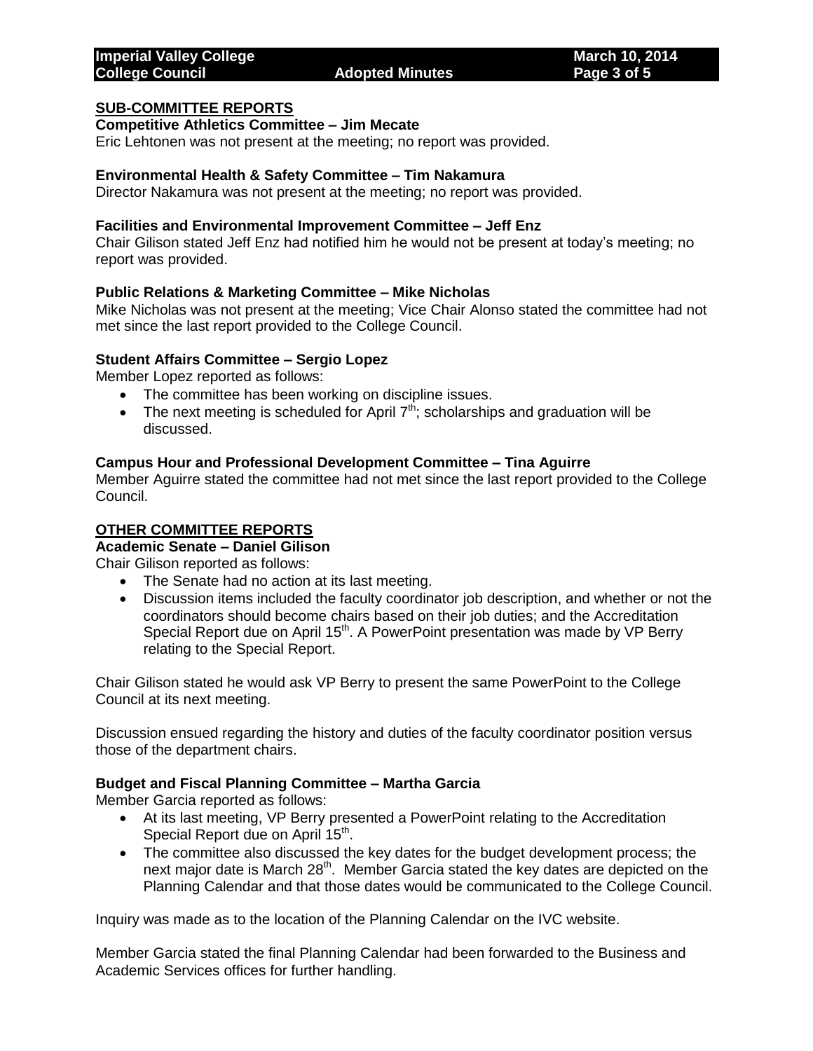## SUB-COMMITTEE REPORTS

### Competitive Athletics Committee – Jim Mecate

Eric Lehtonen was not present at the meeting; no report was provided.

### Environmental Health & Safety Committee – Tim Nakamura

Director Nakamura was not present at the meeting; no report was provided.

### Facilities and Environmental Improvement Committee – Jeff Enz

Chair Gilison stated Jeff Enz had notified him he would not be present at today's meeting; no report was provided.

### Public Relations & Marketing Committee – Mike Nicholas

Mike Nicholas was not present at the meeting; Vice Chair Alonso stated the committee had not met since the last report provided to the College Council.

### Student Affairs Committee – Sergio Lopez

Member Lopez reported as follows:

- The committee has been working on discipline issues.
- The next meeting is scheduled for April 7th; scholarships and graduation will be discussed.

### Campus Hour and Professional Development Committee – Tina Aguirre

Member Aguirre stated the committee had not met since the last report provided to the College Council.

## OTHER COMMITTEE REPORTS

### Academic Senate – Daniel Gilison

Chair Gilison reported as follows:

- The Senate had no action at its last meeting.
- Discussion items included the faculty coordinator job description, and whether or not the coordinators should become chairs based on their job duties; and the Accreditation Special Report due on April 15th. A PowerPoint presentation was made by VP Berry relating to the Special Report.

Chair Gilison stated he would ask VP Berry to present the same PowerPoint to the College Council at its next meeting.

Discussion ensued regarding the history and duties of the faculty coordinator position versus those of the department chairs.

### Budget and Fiscal Planning Committee – Martha Garcia

Member Garcia reported as follows:

- At its last meeting, VP Berry presented a PowerPoint relating to the Accreditation Special Report due on April 15th.
- The committee also discussed the key dates for the budget development process; the next major date is March 28th. Member Garcia stated the key dates are depicted on the Planning Calendar and that those dates would be communicated to the College Council.

Inquiry was made as to the location of the Planning Calendar on the IVC website.

Member Garcia stated the final Planning Calendar had been forwarded to the Business and Academic Services offices for further handling.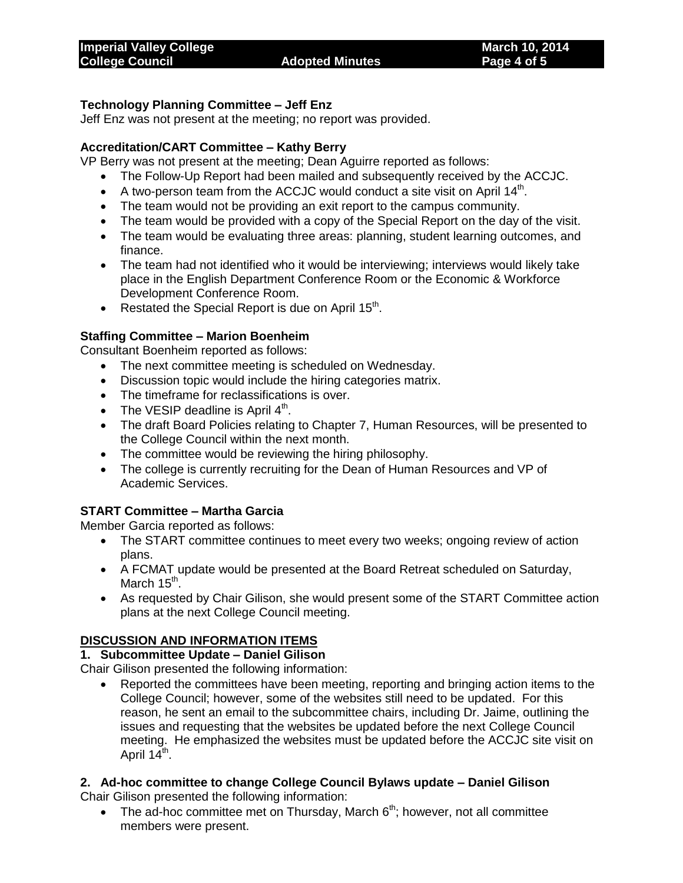**Technology Planning Committee – Jeff Enz**

Jeff Enz was not present at the meeting; no report was provided.

**Accreditation/CART Committee – Kathy Berry**

VP Berry was not present at the meeting; Dean Aguirre reported as follows:

- The Follow-Up Report had been mailed and subsequently received by the ACCJC.
- A two-person team from the ACCJC would conduct a site visit on April 14th.
- The team would not be providing an exit report to the campus community.
- The team would be provided with a copy of the Special Report on the day of the visit.
- The team would be evaluating three areas: planning, student learning outcomes, and finance.
- The team had not identified who it would be interviewing; interviews would likely take place in the English Department Conference Room or the Economic & Workforce Development Conference Room.
- Restated the Special Report is due on April 15th.

**Staffing Committee – Marion Boenheim**

Consultant Boenheim reported as follows:

- The next committee meeting is scheduled on Wednesday.
- Discussion topic would include the hiring categories matrix.
- The timeframe for reclassifications is over.
- The VESIP deadline is April 4th.
- The draft Board Policies relating to Chapter 7, Human Resources, will be presented to the College Council within the next month.
- The committee would be reviewing the hiring philosophy.
- The college is currently recruiting for the Dean of Human Resources and VP of Academic Services.

**START Committee – Martha Garcia**

Member Garcia reported as follows:

- The START committee continues to meet every two weeks; ongoing review of action plans.
- A FCMAT update would be presented at the Board Retreat scheduled on Saturday, March 15th.
- As requested by Chair Gilison, she would present some of the START Committee action plans at the next College Council meeting.

**DISCUSSION AND INFORMATION ITEMS**

**1. Subcommittee Update – Daniel Gilison**

Chair Gilison presented the following information:

- Reported the committees have been meeting, reporting and bringing action items to the College Council; however, some of the websites still need to be updated. For this reason, he sent an email to the subcommittee chairs, including Dr. Jaime, outlining the issues and requesting that the websites be updated before the next College Council meeting. He emphasized the websites must be updated before the ACCJC site visit on April 14th.

**2. Ad-hoc committee to change College Council Bylaws update – Daniel Gilison**

Chair Gilison presented the following information:

- The ad-hoc committee met on Thursday, March 6th; however, not all committee members were present.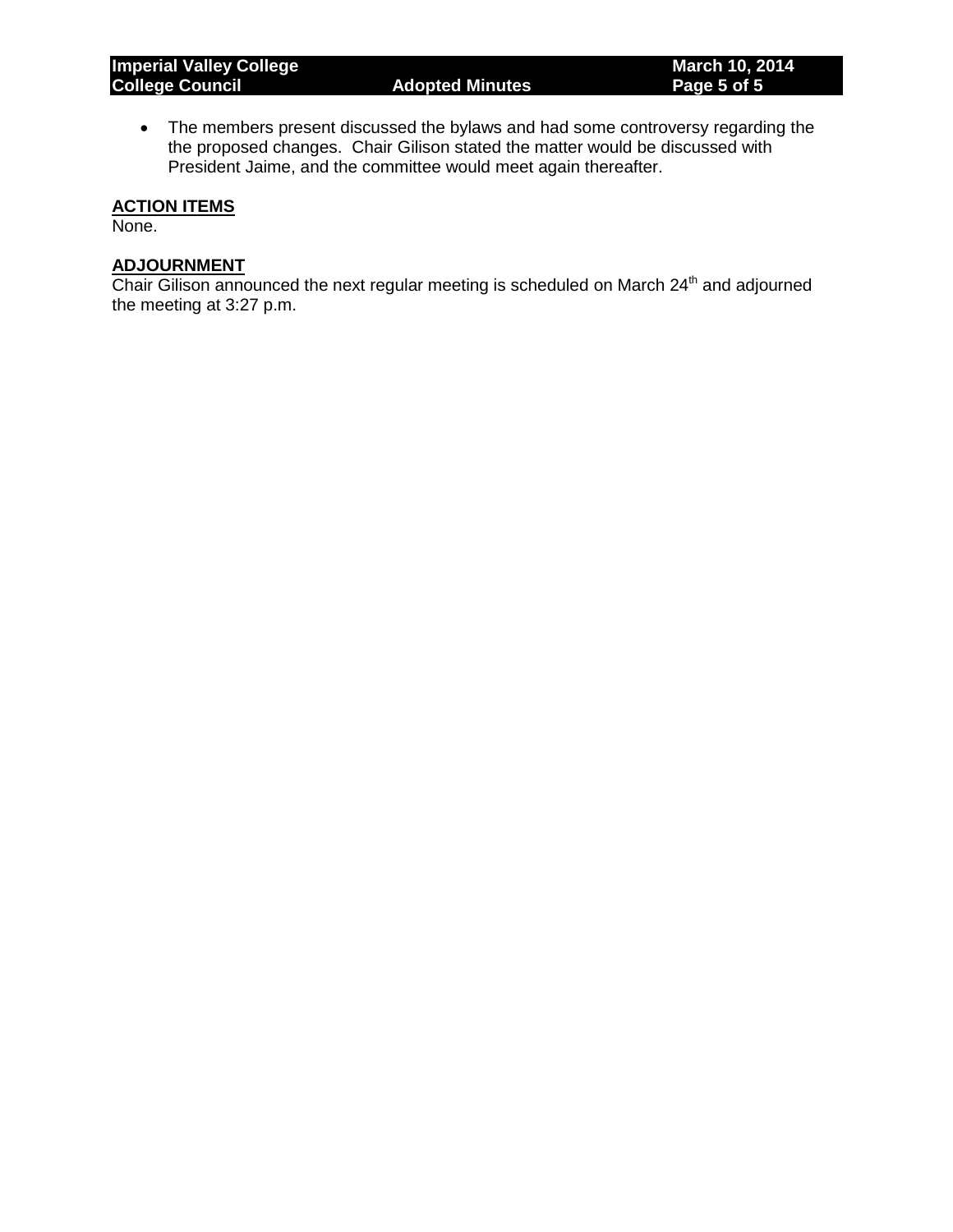- The members present discussed the bylaws and had some controversy regarding the the proposed changes. Chair Gilison stated the matter would be discussed with President Jaime, and the committee would meet again thereafter.

## ACTION ITEMS

None.

## ADJOURNMENT

Chair Gilison announced the next regular meeting is scheduled on March 24th and adjourned the meeting at 3:27 p.m.